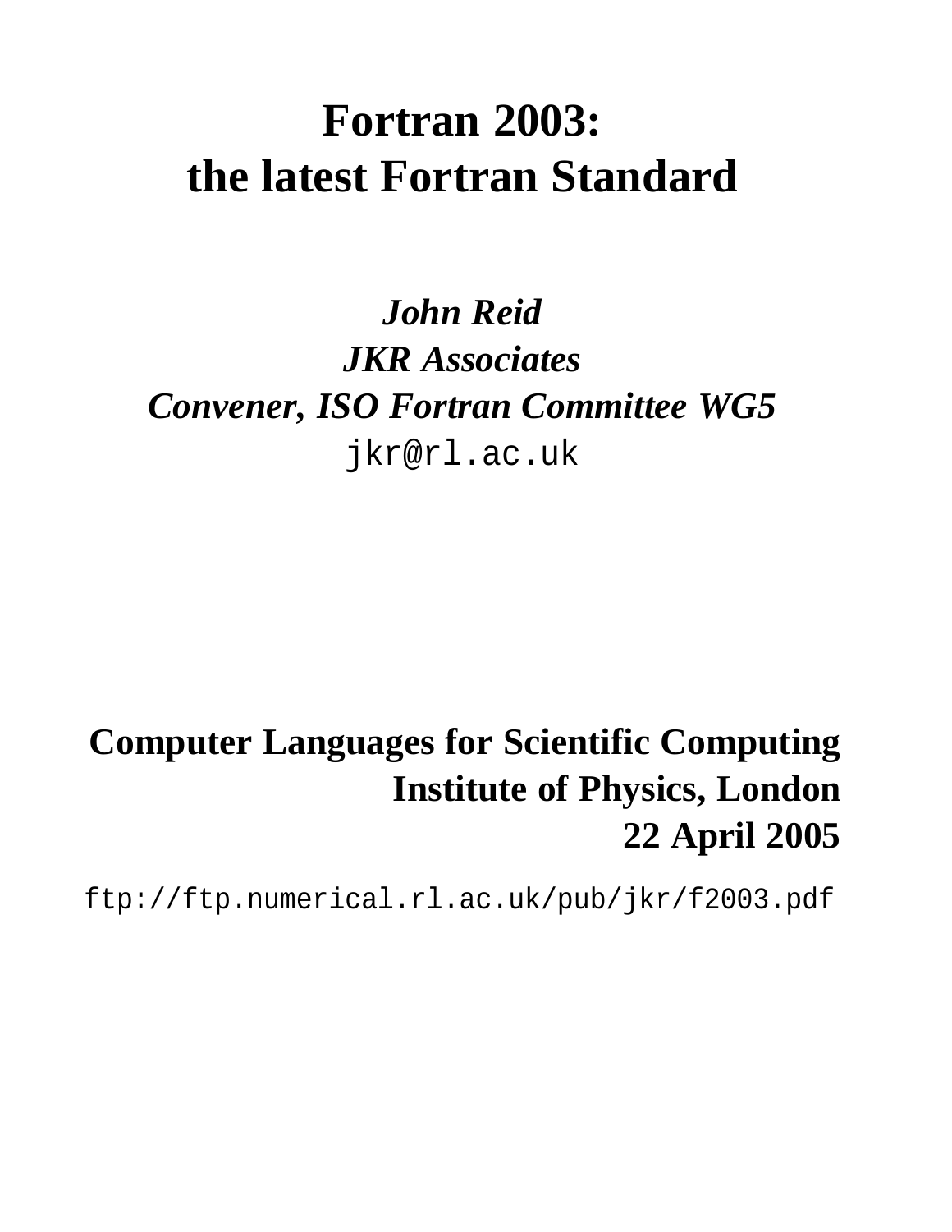# Fortran 2003: the latest Fortran Standard

***John Reid***
***JKR Associates***
***Convener, ISO Fortran Committee WG5***
`jkr@rl.ac.uk`

**Computer Languages for Scientific Computing**
**Institute of Physics, London**
**22 April 2005**

`ftp://ftp.numerical.rl.ac.uk/pub/jkr/f2003.pdf`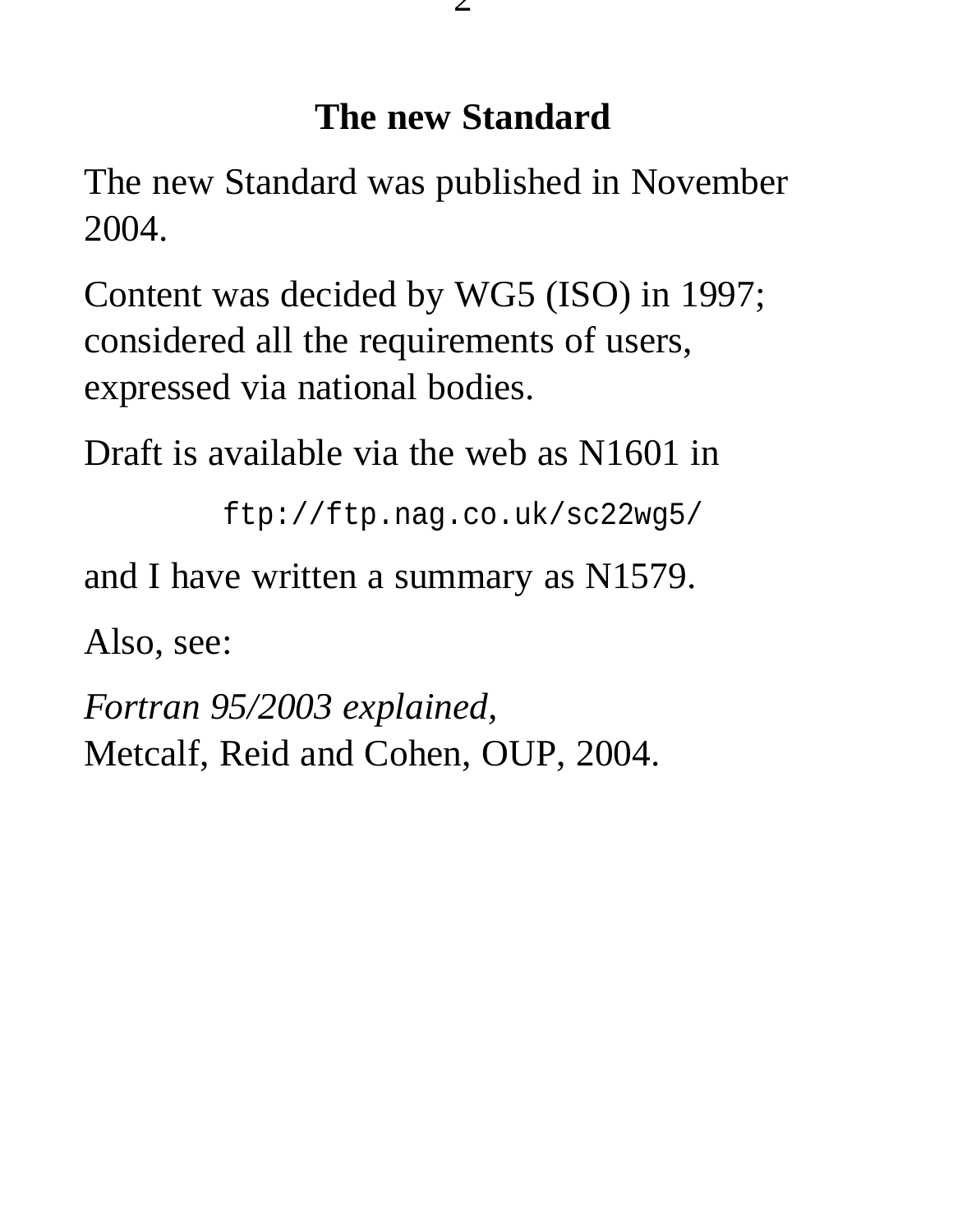# The new Standard

The new Standard was published in November 2004.

Content was decided by WG5 (ISO) in 1997; considered all the requirements of users, expressed via national bodies.

Draft is available via the web as N1601 in

`ftp://ftp.nag.co.uk/sc22wg5/`

and I have written a summary as N1579.

Also, see:

*Fortran 95/2003 explained,*
Metcalf, Reid and Cohen, OUP, 2004.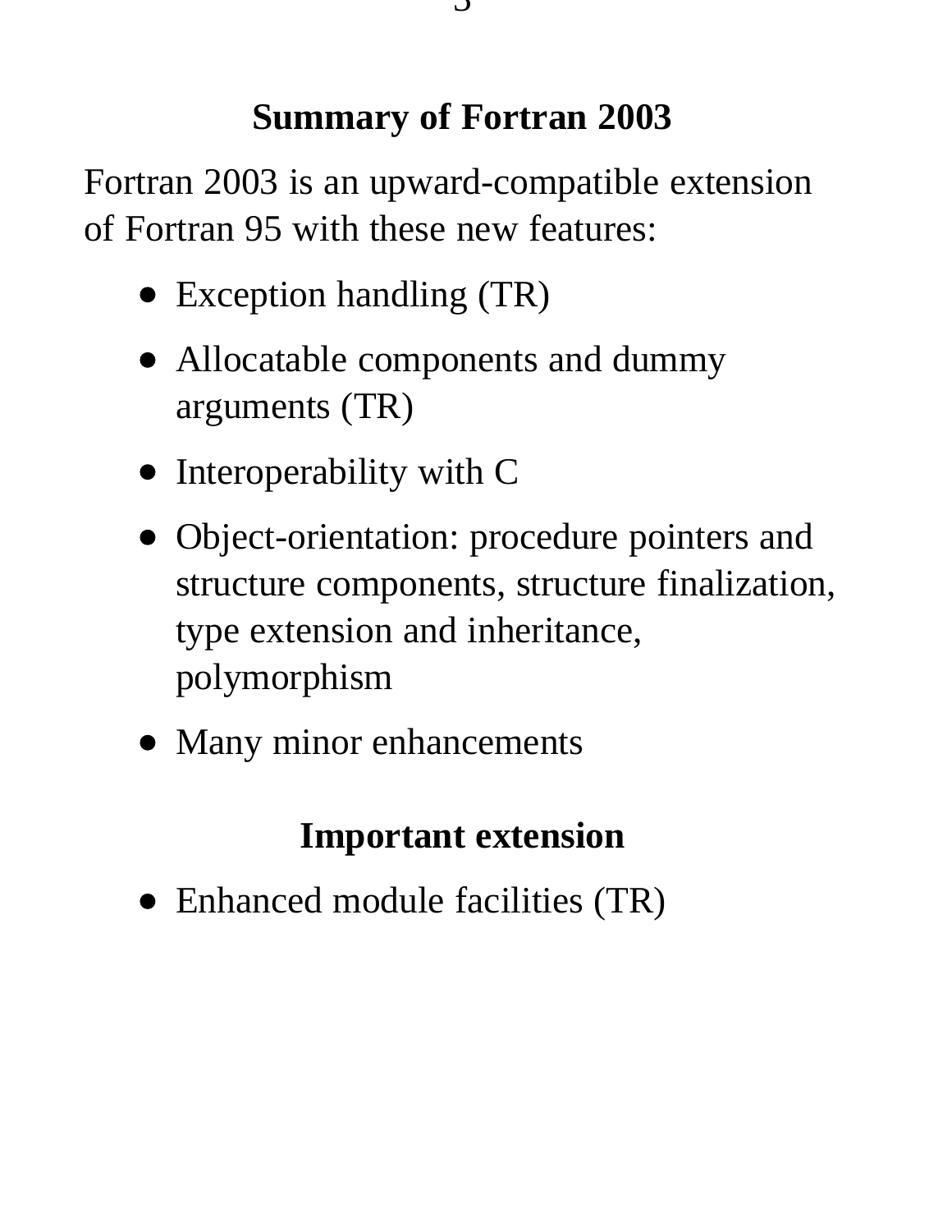## Summary of Fortran 2003

Fortran 2003 is an upward-compatible extension of Fortran 95 with these new features:

- Exception handling (TR)
- Allocatable components and dummy arguments (TR)
- Interoperability with C
- Object-orientation: procedure pointers and structure components, structure finalization, type extension and inheritance, polymorphism
- Many minor enhancements

## Important extension

- Enhanced module facilities (TR)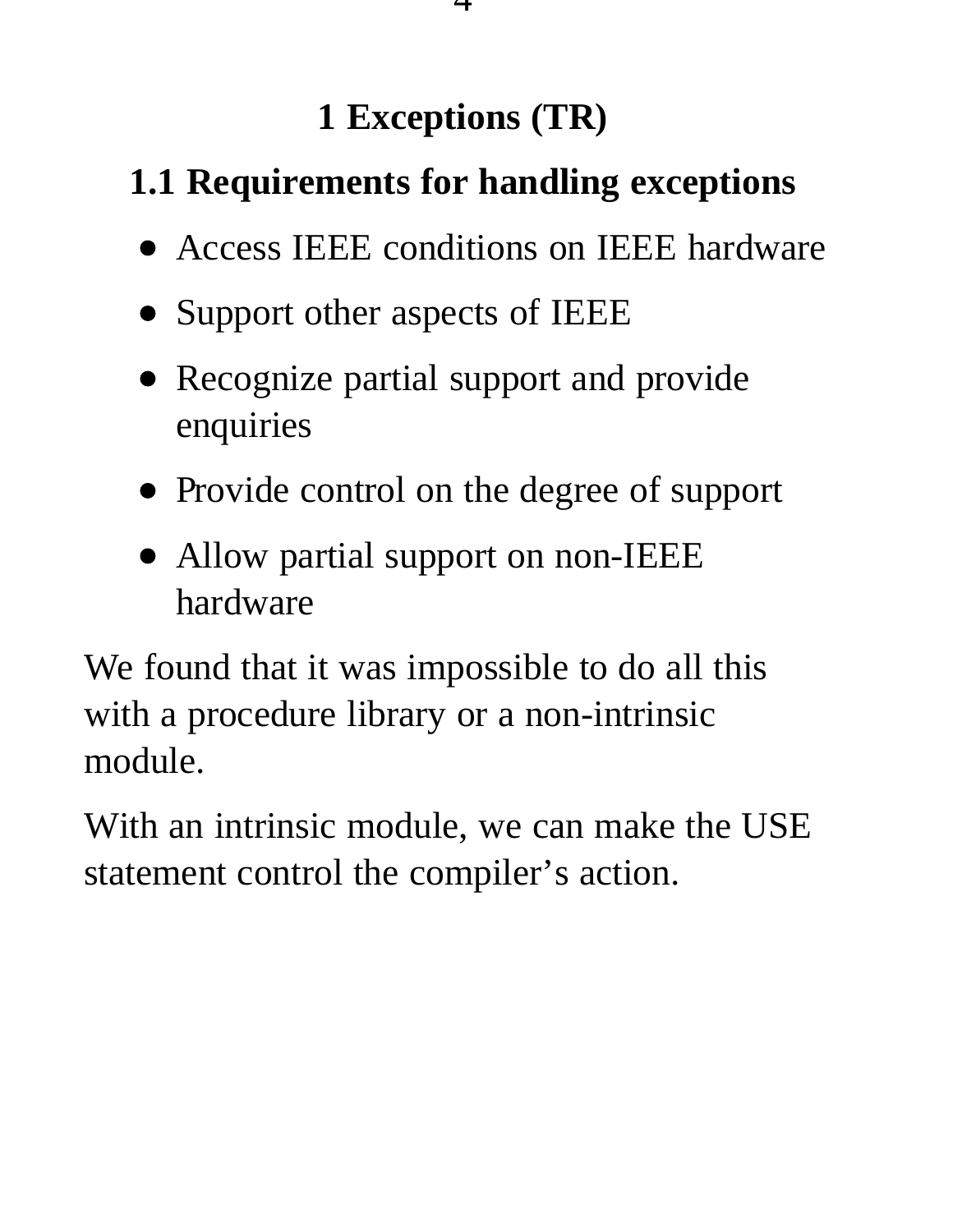# 1 Exceptions (TR)

## 1.1 Requirements for handling exceptions

- Access IEEE conditions on IEEE hardware
- Support other aspects of IEEE
- Recognize partial support and provide enquiries
- Provide control on the degree of support
- Allow partial support on non-IEEE hardware

We found that it was impossible to do all this with a procedure library or a non-intrinsic module.

With an intrinsic module, we can make the USE statement control the compiler's action.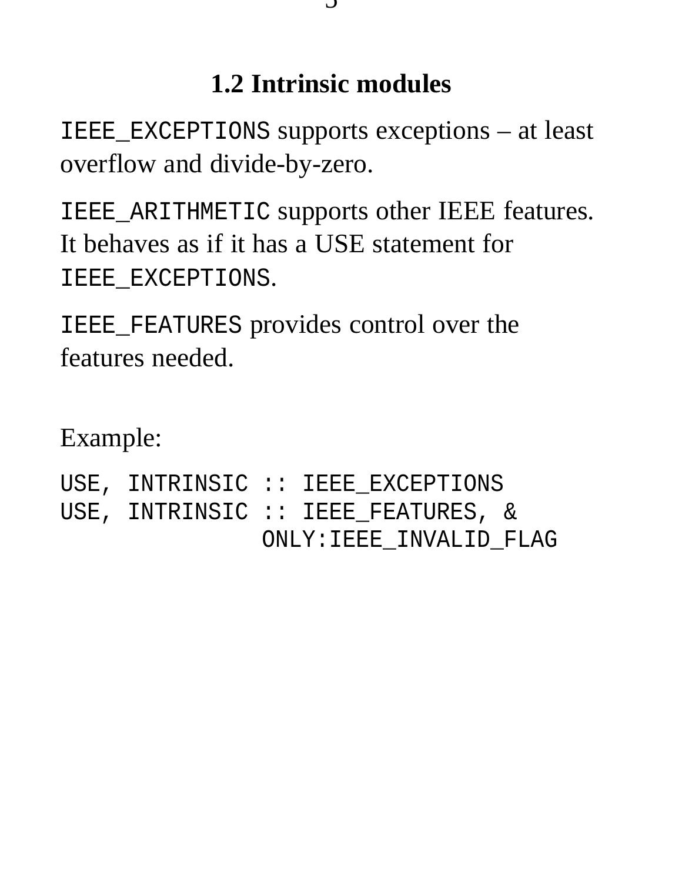## 1.2 Intrinsic modules

`IEEE_EXCEPTIONS` supports exceptions – at least overflow and divide-by-zero.

`IEEE_ARITHMETIC` supports other IEEE features. It behaves as if it has a USE statement for `IEEE_EXCEPTIONS`.

`IEEE_FEATURES` provides control over the features needed.

Example:

```
USE, INTRINSIC :: IEEE_EXCEPTIONS
USE, INTRINSIC :: IEEE_FEATURES, &
              ONLY:IEEE_INVALID_FLAG
```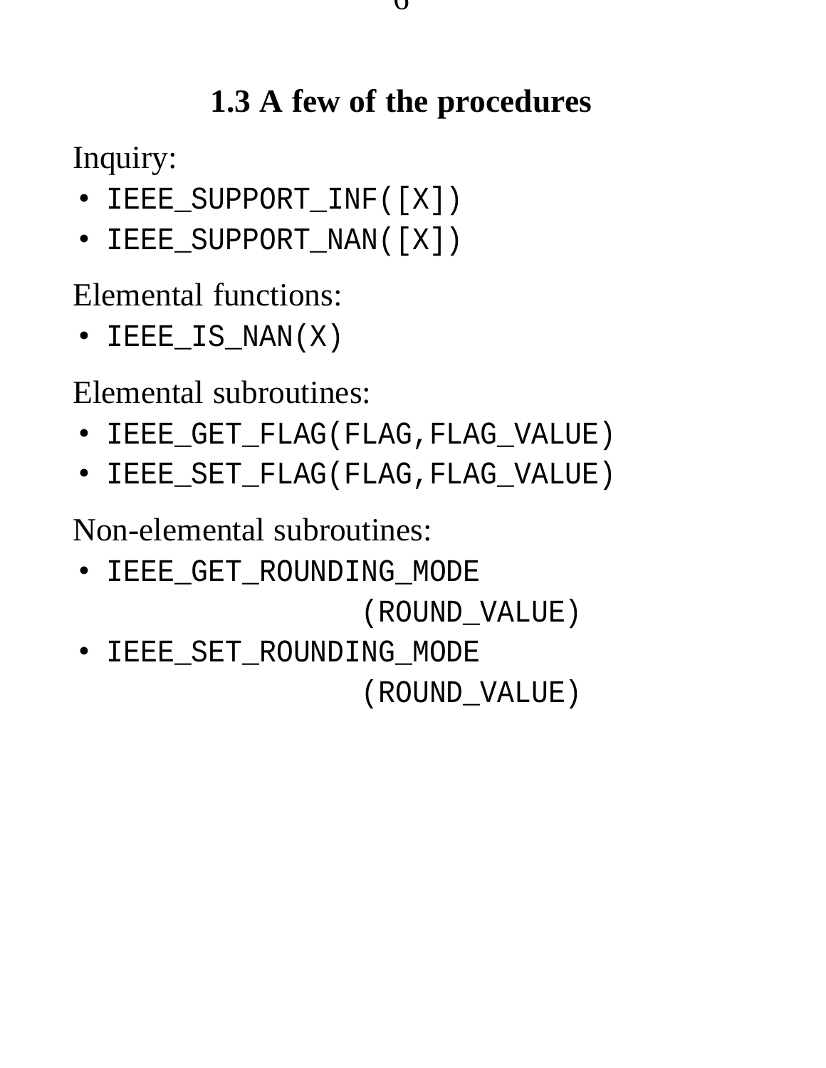## 1.3 A few of the procedures

Inquiry:

- `IEEE_SUPPORT_INF([X])`
- `IEEE_SUPPORT_NAN([X])`

Elemental functions:

- `IEEE_IS_NAN(X)`

Elemental subroutines:

- `IEEE_GET_FLAG(FLAG,FLAG_VALUE)`
- `IEEE_SET_FLAG(FLAG,FLAG_VALUE)`

Non-elemental subroutines:

- `IEEE_GET_ROUNDING_MODE (ROUND_VALUE)`
- `IEEE_SET_ROUNDING_MODE (ROUND_VALUE)`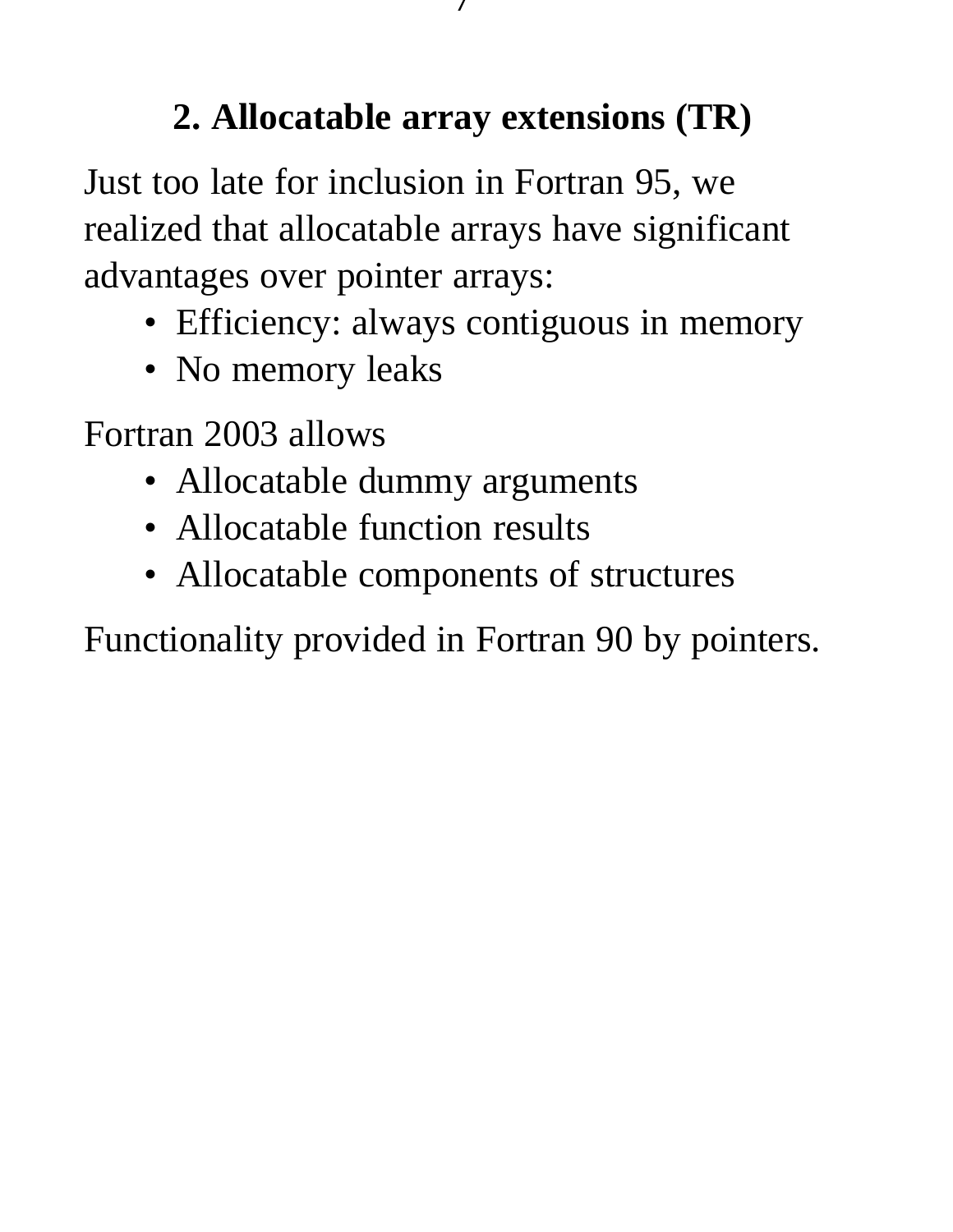## 2. Allocatable array extensions (TR)

Just too late for inclusion in Fortran 95, we realized that allocatable arrays have significant advantages over pointer arrays:

- Efficiency: always contiguous in memory
- No memory leaks

Fortran 2003 allows

- Allocatable dummy arguments
- Allocatable function results
- Allocatable components of structures

Functionality provided in Fortran 90 by pointers.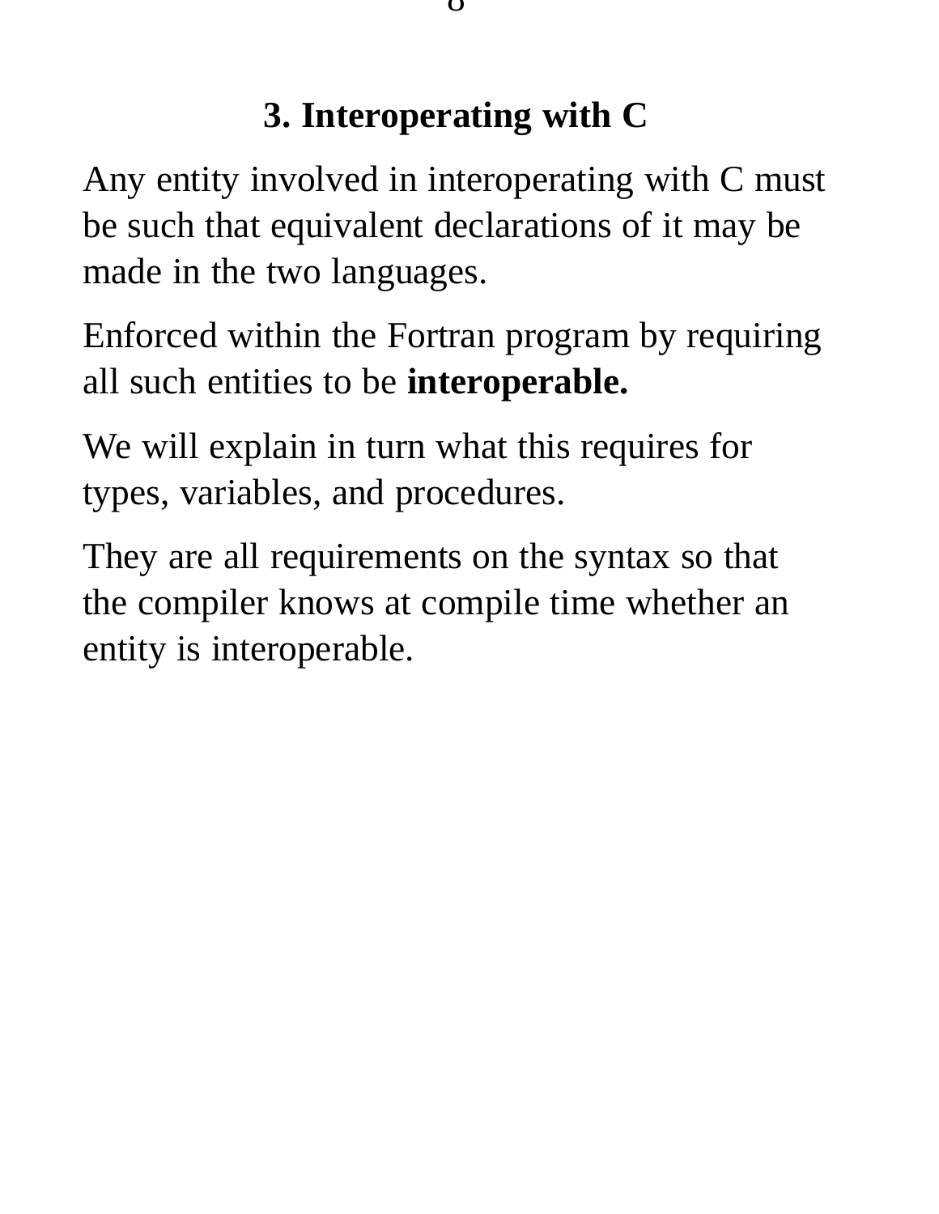## 3. Interoperating with C

Any entity involved in interoperating with C must be such that equivalent declarations of it may be made in the two languages.

Enforced within the Fortran program by requiring all such entities to be **interoperable.**

We will explain in turn what this requires for types, variables, and procedures.

They are all requirements on the syntax so that the compiler knows at compile time whether an entity is interoperable.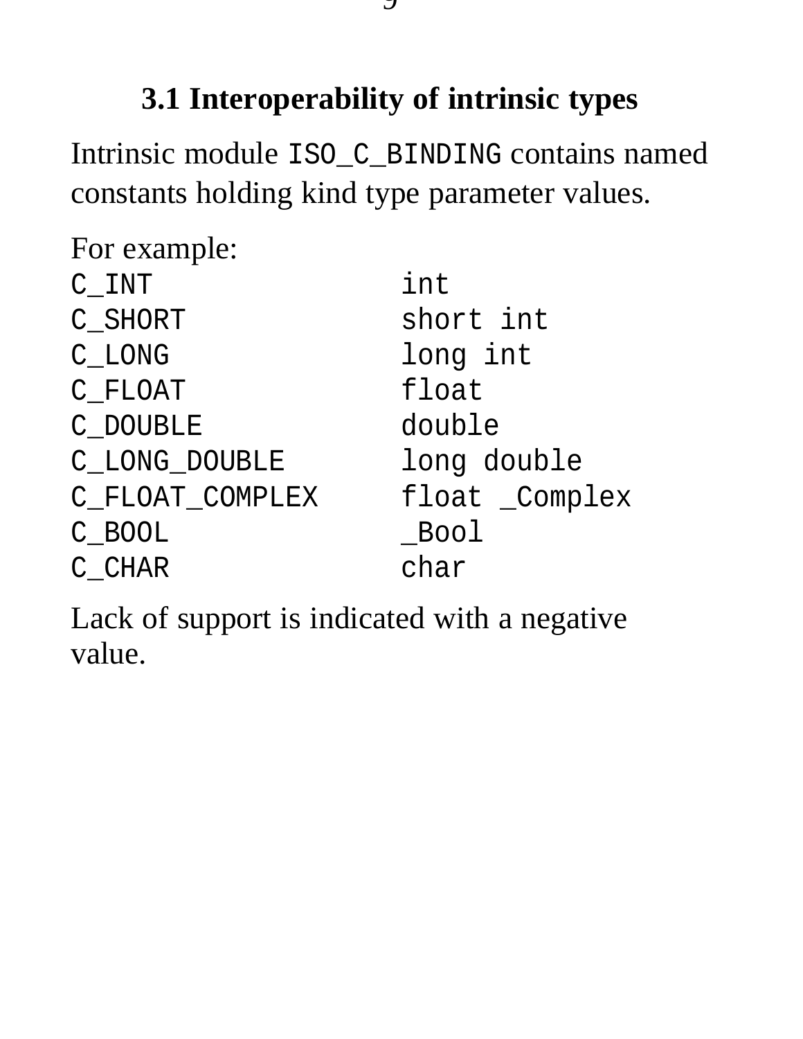## 3.1 Interoperability of intrinsic types

Intrinsic module `ISO_C_BINDING` contains named constants holding kind type parameter values.

For example:

```
C_INT               int
C_SHORT             short int
C_LONG              long int
C_FLOAT             float
C_DOUBLE            double
C_LONG_DOUBLE       long double
C_FLOAT_COMPLEX     float _Complex
C_BOOL              _Bool
C_CHAR              char
```

Lack of support is indicated with a negative value.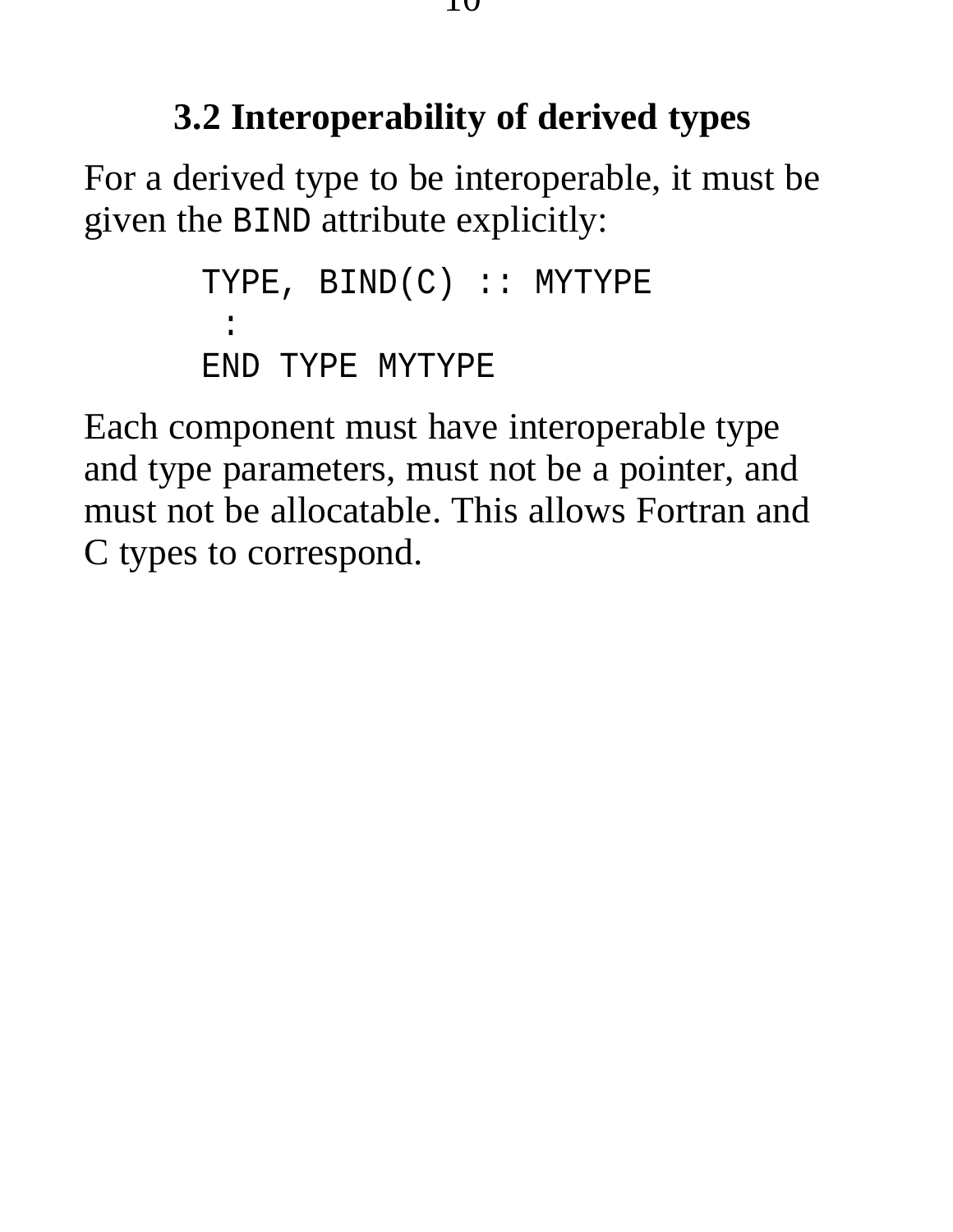### 3.2 Interoperability of derived types

For a derived type to be interoperable, it must be given the `BIND` attribute explicitly:

```
TYPE, BIND(C) :: MYTYPE
 :
END TYPE MYTYPE
```

Each component must have interoperable type and type parameters, must not be a pointer, and must not be allocatable. This allows Fortran and C types to correspond.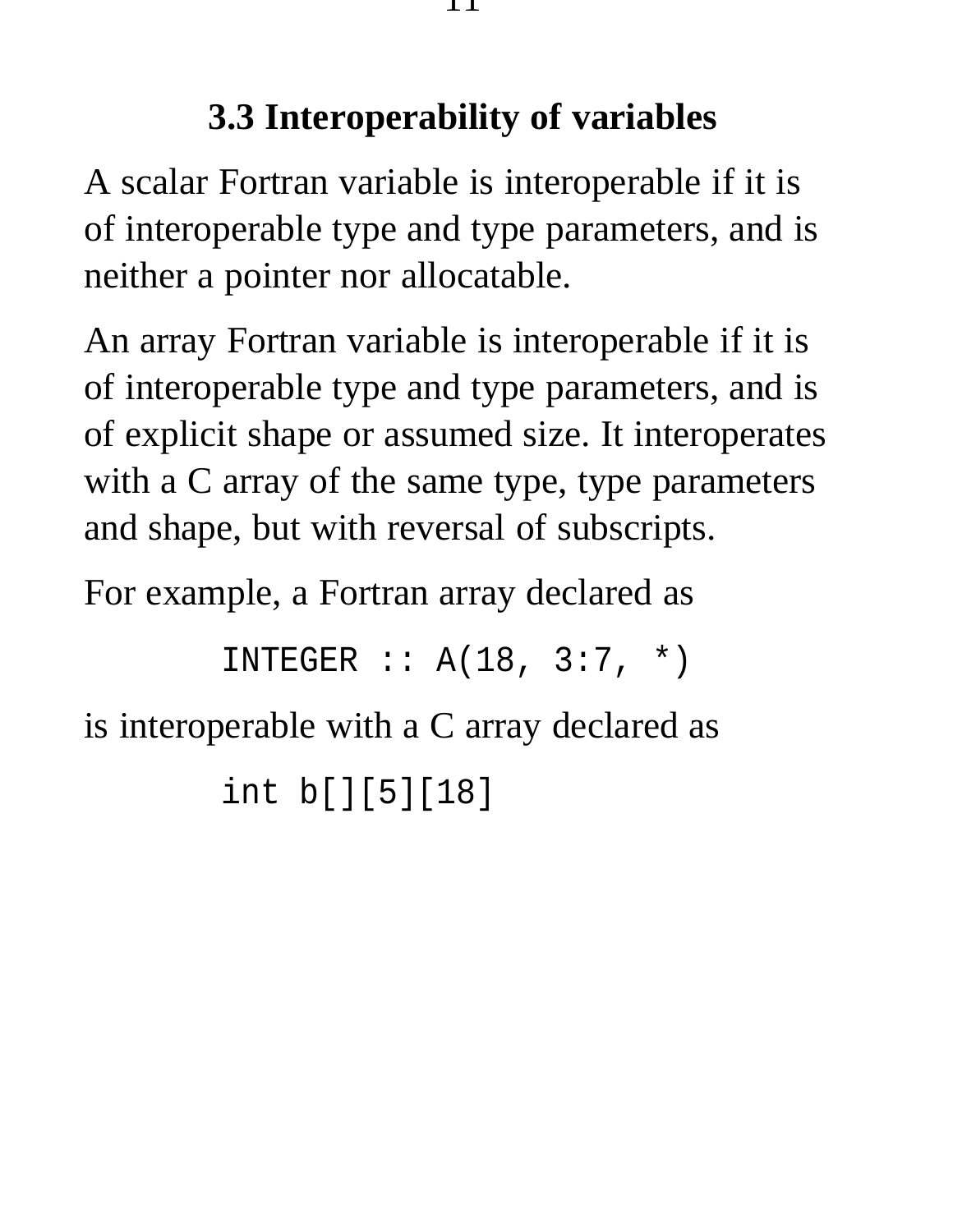### 3.3 Interoperability of variables

A scalar Fortran variable is interoperable if it is of interoperable type and type parameters, and is neither a pointer nor allocatable.

An array Fortran variable is interoperable if it is of interoperable type and type parameters, and is of explicit shape or assumed size. It interoperates with a C array of the same type, type parameters and shape, but with reversal of subscripts.

For example, a Fortran array declared as

```
INTEGER :: A(18, 3:7, *)
```

is interoperable with a C array declared as

```
int b[][5][18]
```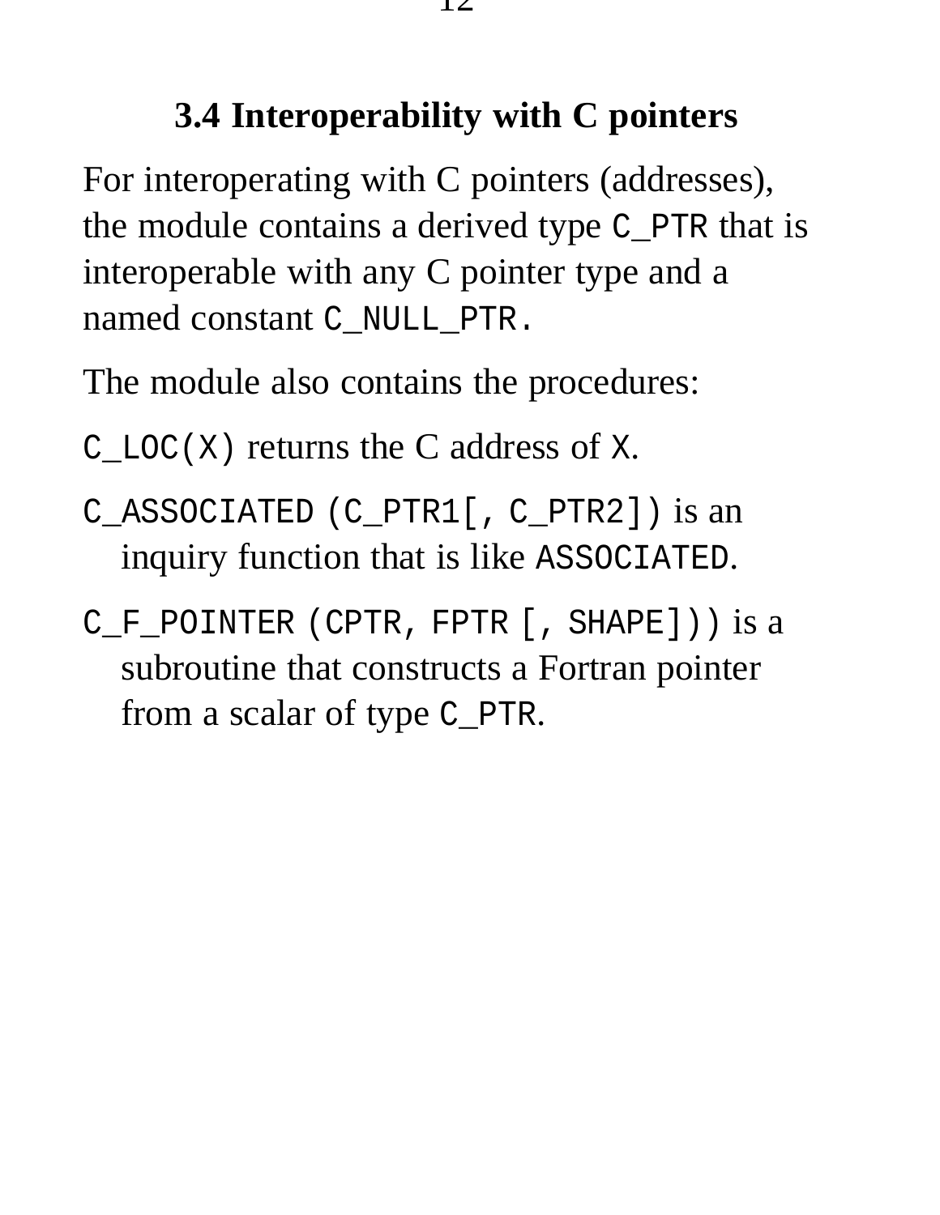### 3.4 Interoperability with C pointers

For interoperating with C pointers (addresses), the module contains a derived type `C_PTR` that is interoperable with any C pointer type and a named constant `C_NULL_PTR.`

The module also contains the procedures:

`C_LOC(X)` returns the C address of `X`.

`C_ASSOCIATED (C_PTR1[, C_PTR2])` is an inquiry function that is like `ASSOCIATED`.

`C_F_POINTER (CPTR, FPTR [, SHAPE]))` is a subroutine that constructs a Fortran pointer from a scalar of type `C_PTR`.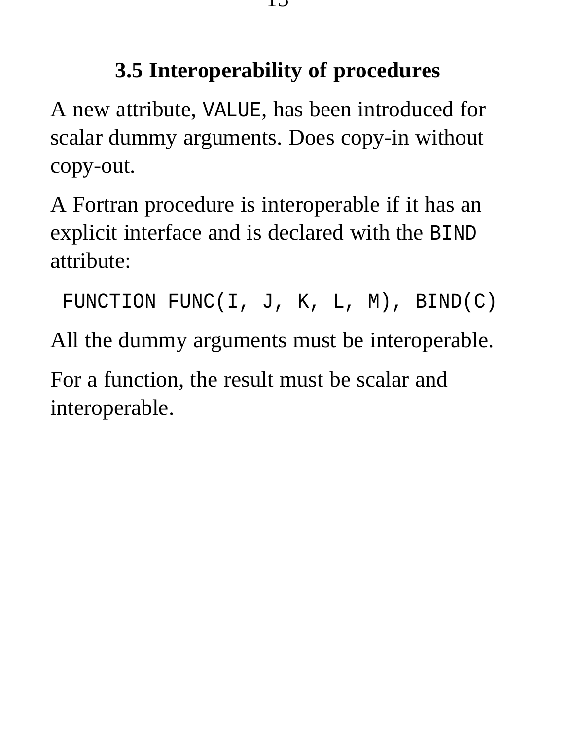## 3.5 Interoperability of procedures

A new attribute, `VALUE`, has been introduced for scalar dummy arguments. Does copy-in without copy-out.

A Fortran procedure is interoperable if it has an explicit interface and is declared with the `BIND` attribute:

```
FUNCTION FUNC(I, J, K, L, M), BIND(C)
```

All the dummy arguments must be interoperable.

For a function, the result must be scalar and interoperable.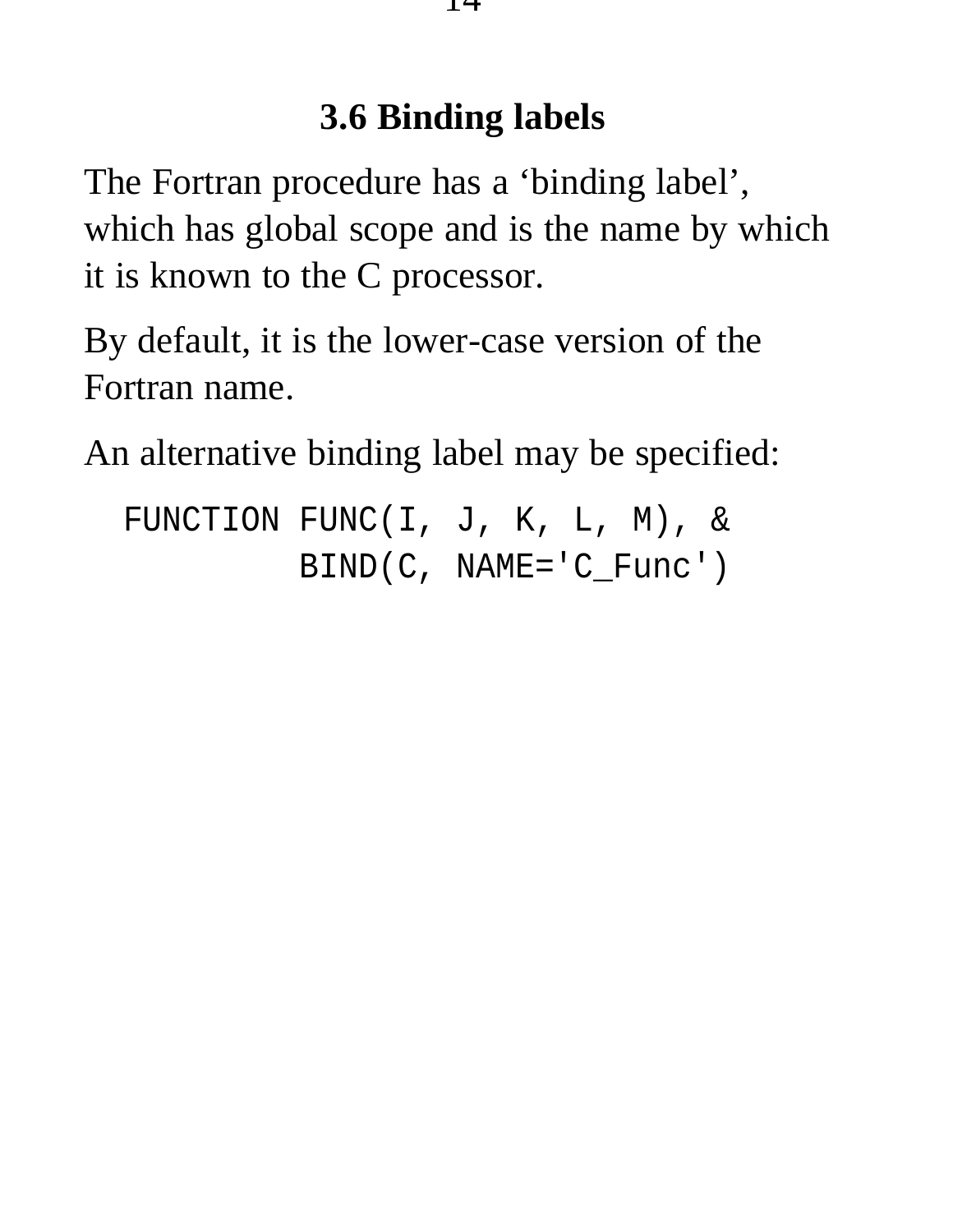## 3.6 Binding labels

The Fortran procedure has a ‘binding label’, which has global scope and is the name by which it is known to the C processor.

By default, it is the lower-case version of the Fortran name.

An alternative binding label may be specified:

```
FUNCTION FUNC(I, J, K, L, M), &
         BIND(C, NAME='C_Func')
```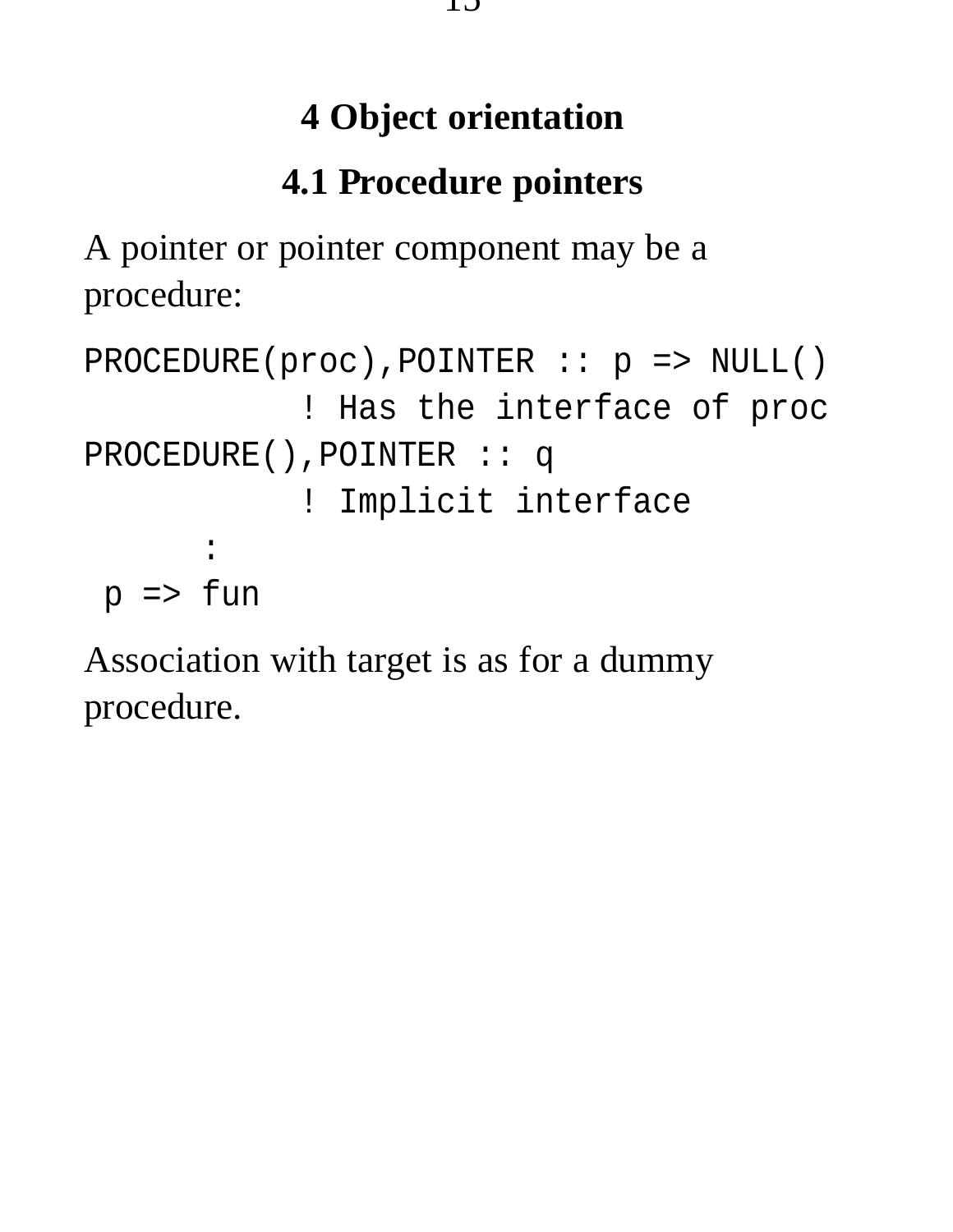# 4 Object orientation

## 4.1 Procedure pointers

A pointer or pointer component may be a procedure:

```
PROCEDURE(proc),POINTER :: p => NULL()
          ! Has the interface of proc
PROCEDURE(),POINTER :: q
          ! Implicit interface
      :
 p => fun
```

Association with target is as for a dummy procedure.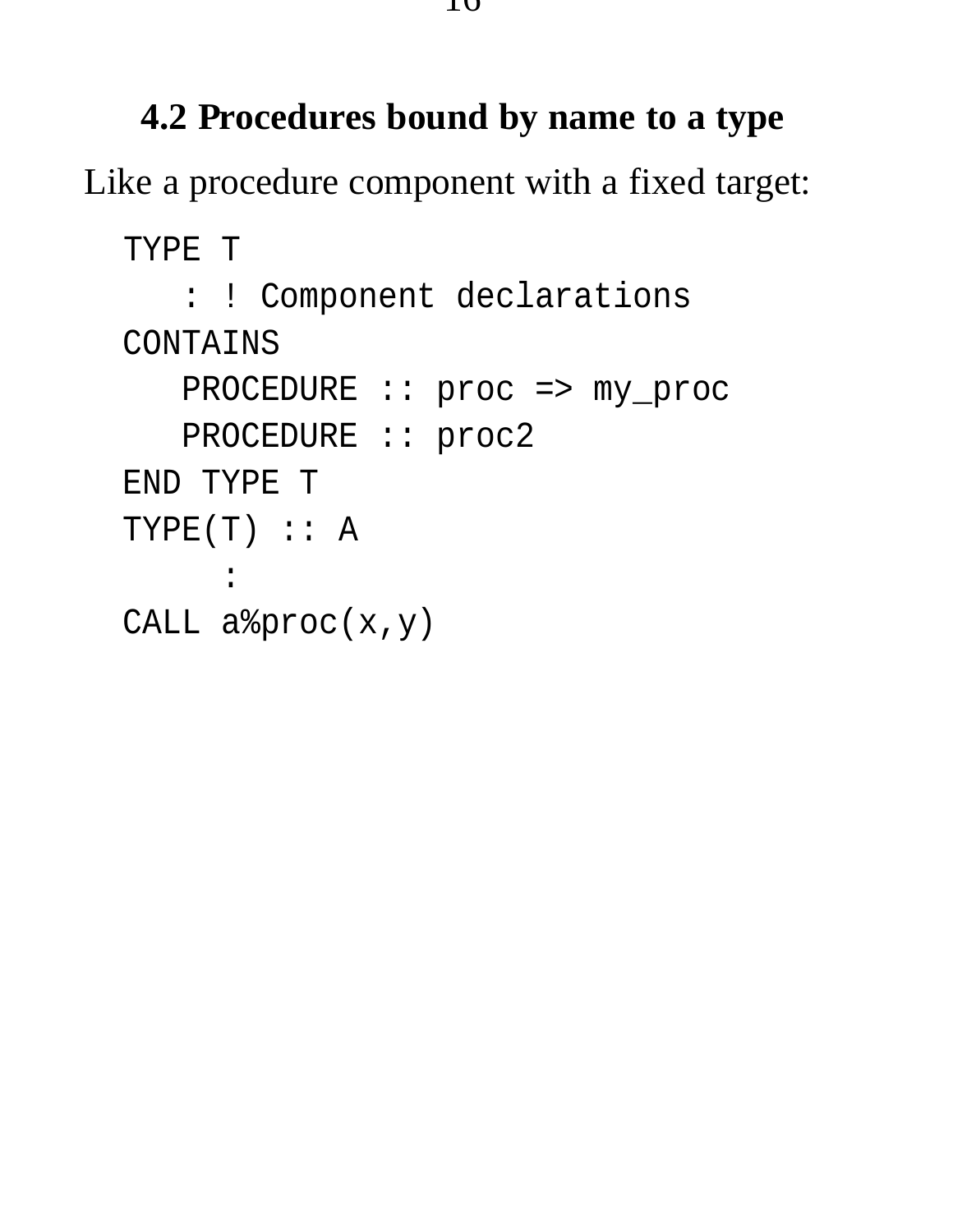## 4.2 Procedures bound by name to a type

Like a procedure component with a fixed target:

```
TYPE T
   : ! Component declarations
CONTAINS
   PROCEDURE :: proc => my_proc
   PROCEDURE :: proc2
END TYPE T
TYPE(T) :: A
     :
CALL a%proc(x,y)
```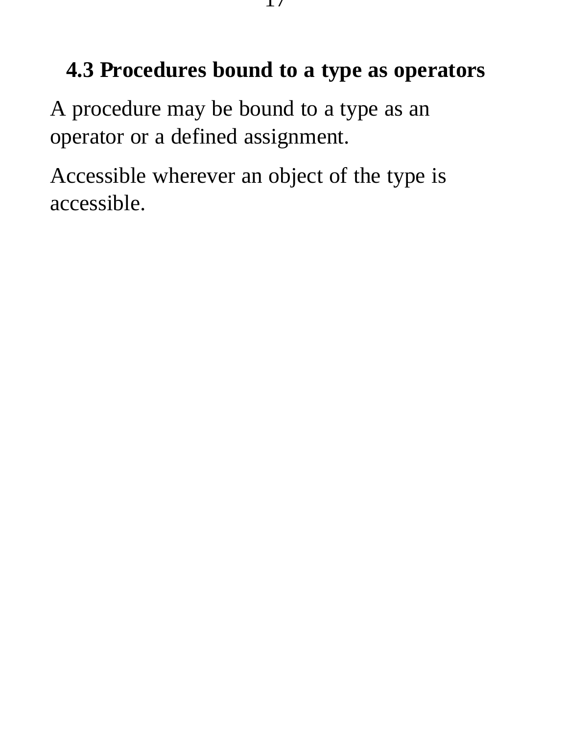## 4.3 Procedures bound to a type as operators

A procedure may be bound to a type as an operator or a defined assignment.

Accessible wherever an object of the type is accessible.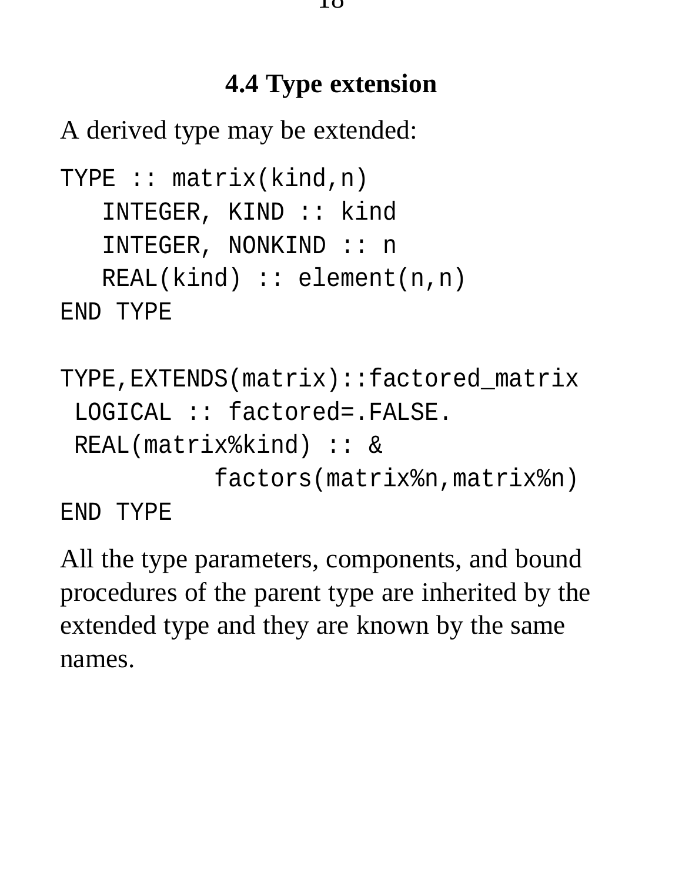## 4.4 Type extension

A derived type may be extended:

```
TYPE :: matrix(kind,n)
   INTEGER, KIND :: kind
   INTEGER, NONKIND :: n
   REAL(kind) :: element(n,n)
END TYPE

TYPE,EXTENDS(matrix)::factored_matrix
 LOGICAL :: factored=.FALSE.
 REAL(matrix%kind) :: &
           factors(matrix%n,matrix%n)
END TYPE
```

All the type parameters, components, and bound procedures of the parent type are inherited by the extended type and they are known by the same names.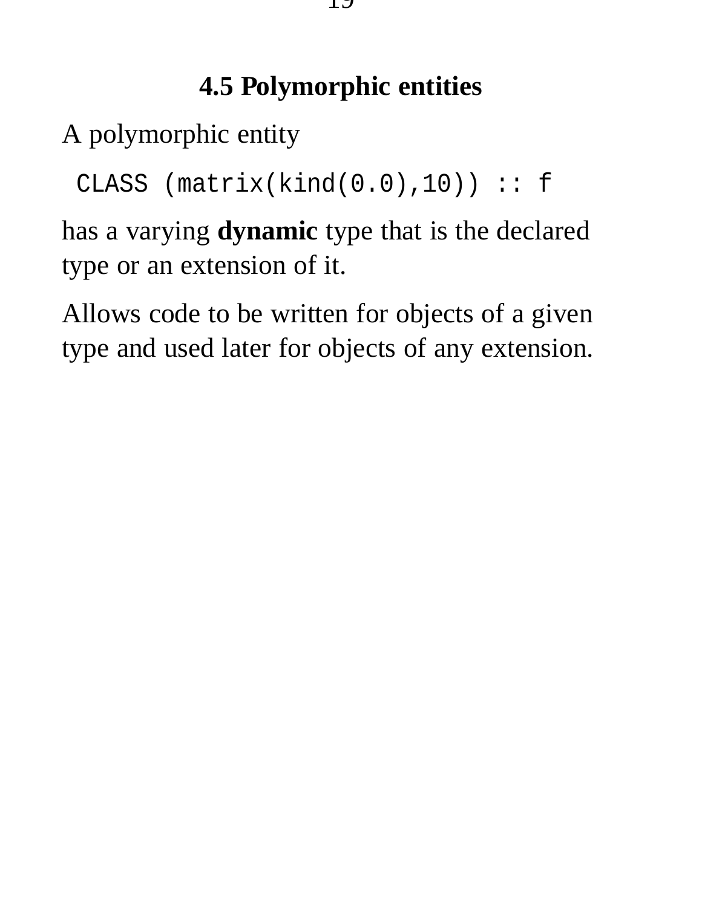## 4.5 Polymorphic entities

A polymorphic entity

```
CLASS (matrix(kind(0.0),10)) :: f
```

has a varying **dynamic** type that is the declared type or an extension of it.

Allows code to be written for objects of a given type and used later for objects of any extension.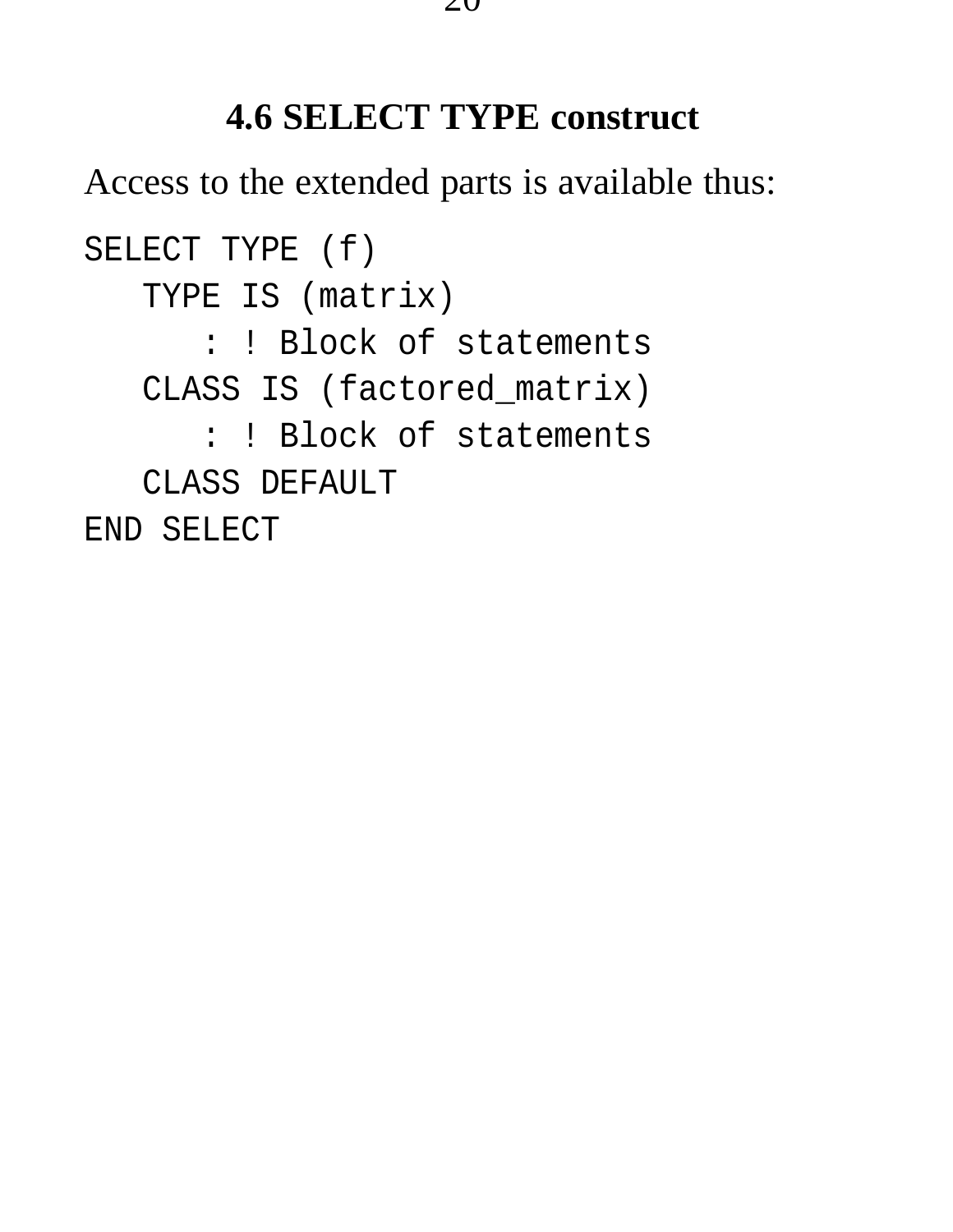## 4.6 SELECT TYPE construct

Access to the extended parts is available thus:

```
SELECT TYPE (f)
   TYPE IS (matrix)
      : ! Block of statements
   CLASS IS (factored_matrix)
      : ! Block of statements
   CLASS DEFAULT
END SELECT
```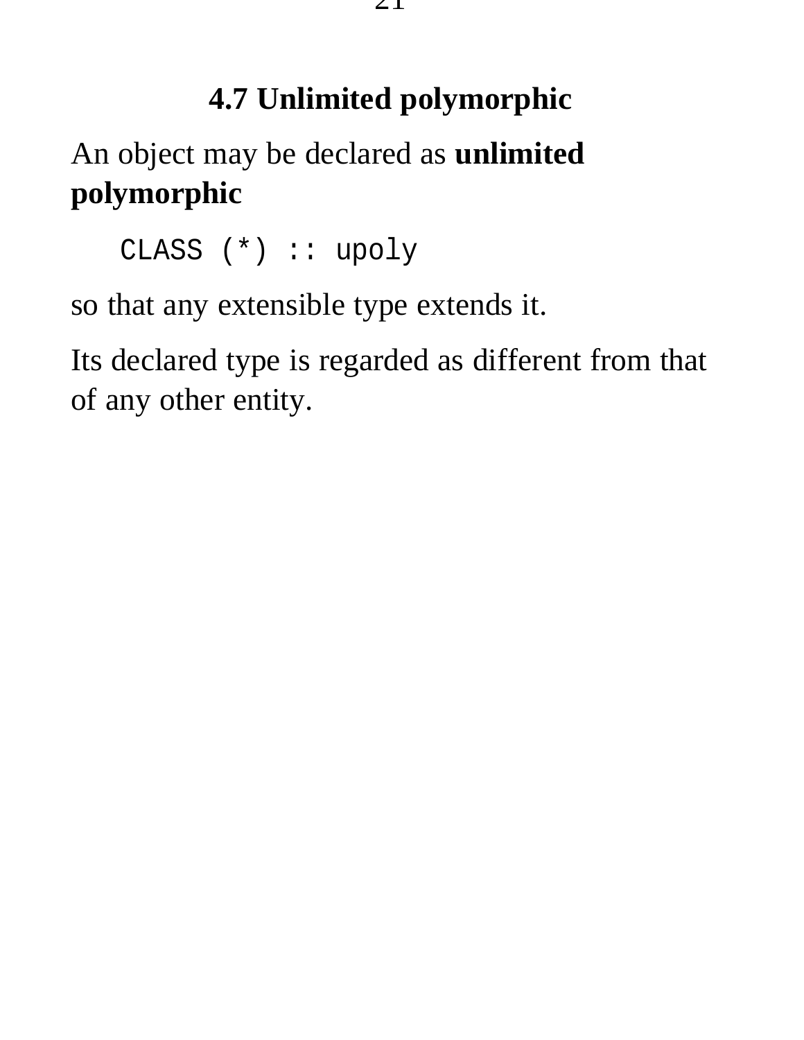## 4.7 Unlimited polymorphic

An object may be declared as **unlimited polymorphic**

```
CLASS (*) :: upoly
```

so that any extensible type extends it.

Its declared type is regarded as different from that of any other entity.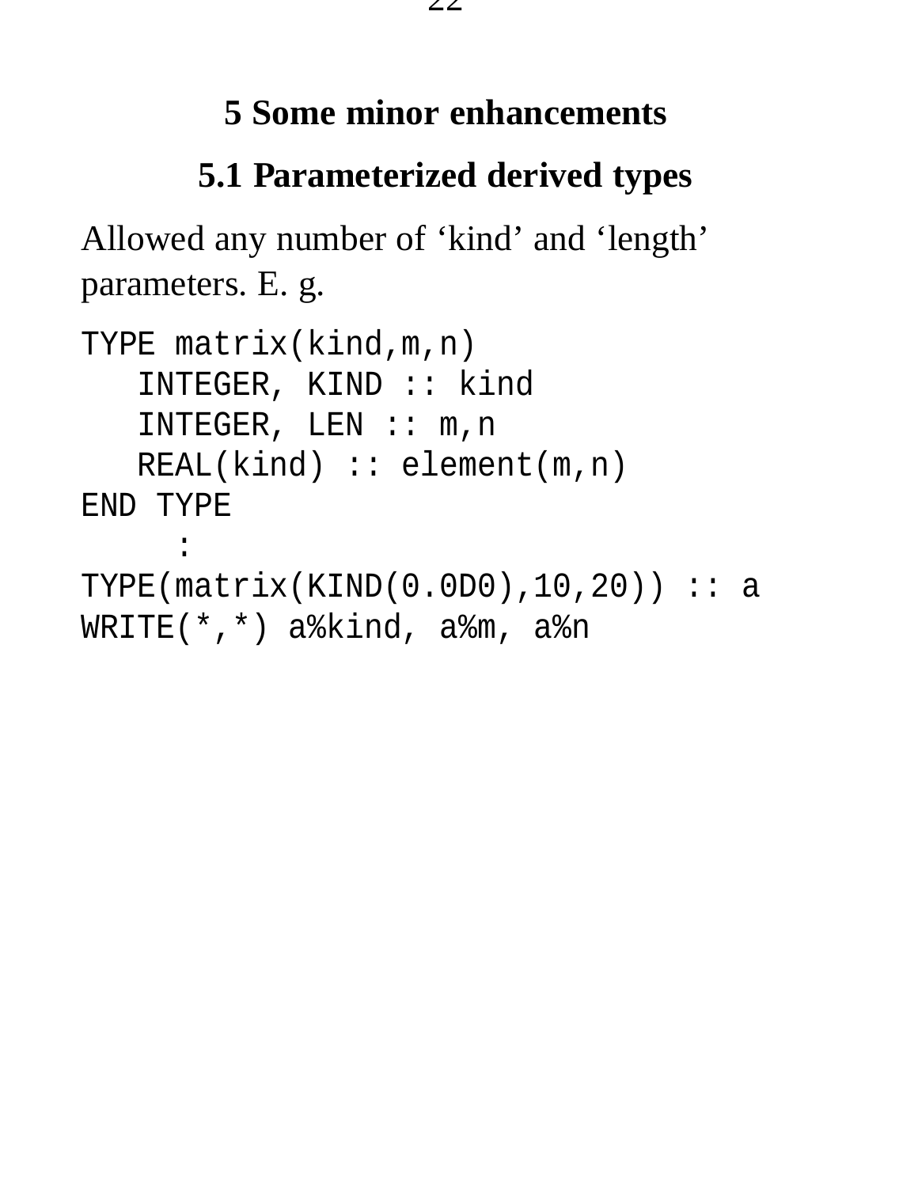# 5 Some minor enhancements

## 5.1 Parameterized derived types

Allowed any number of ‘kind’ and ‘length’ parameters. E. g.

```
TYPE matrix(kind,m,n)
   INTEGER, KIND :: kind
   INTEGER, LEN :: m,n
   REAL(kind) :: element(m,n)
END TYPE
     :
TYPE(matrix(KIND(0.0D0),10,20)) :: a
WRITE(*,*) a%kind, a%m, a%n
```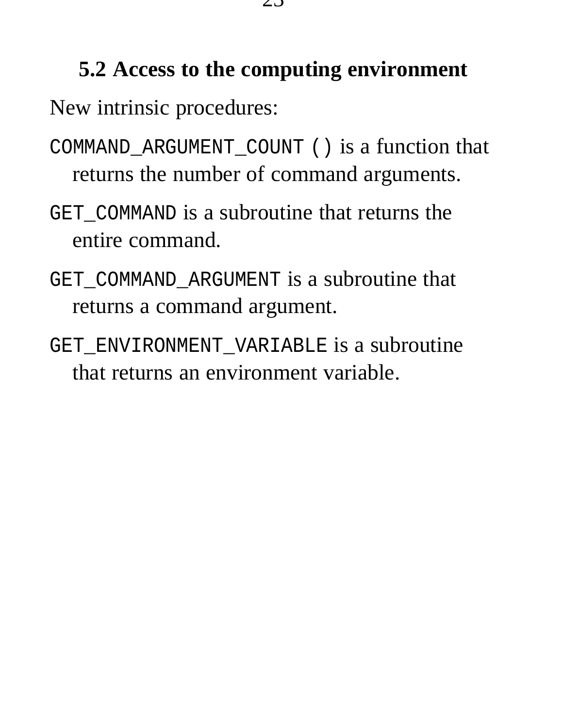## 5.2 Access to the computing environment

New intrinsic procedures:

`COMMAND_ARGUMENT_COUNT ()` is a function that returns the number of command arguments.

`GET_COMMAND` is a subroutine that returns the entire command.

`GET_COMMAND_ARGUMENT` is a subroutine that returns a command argument.

`GET_ENVIRONMENT_VARIABLE` is a subroutine that returns an environment variable.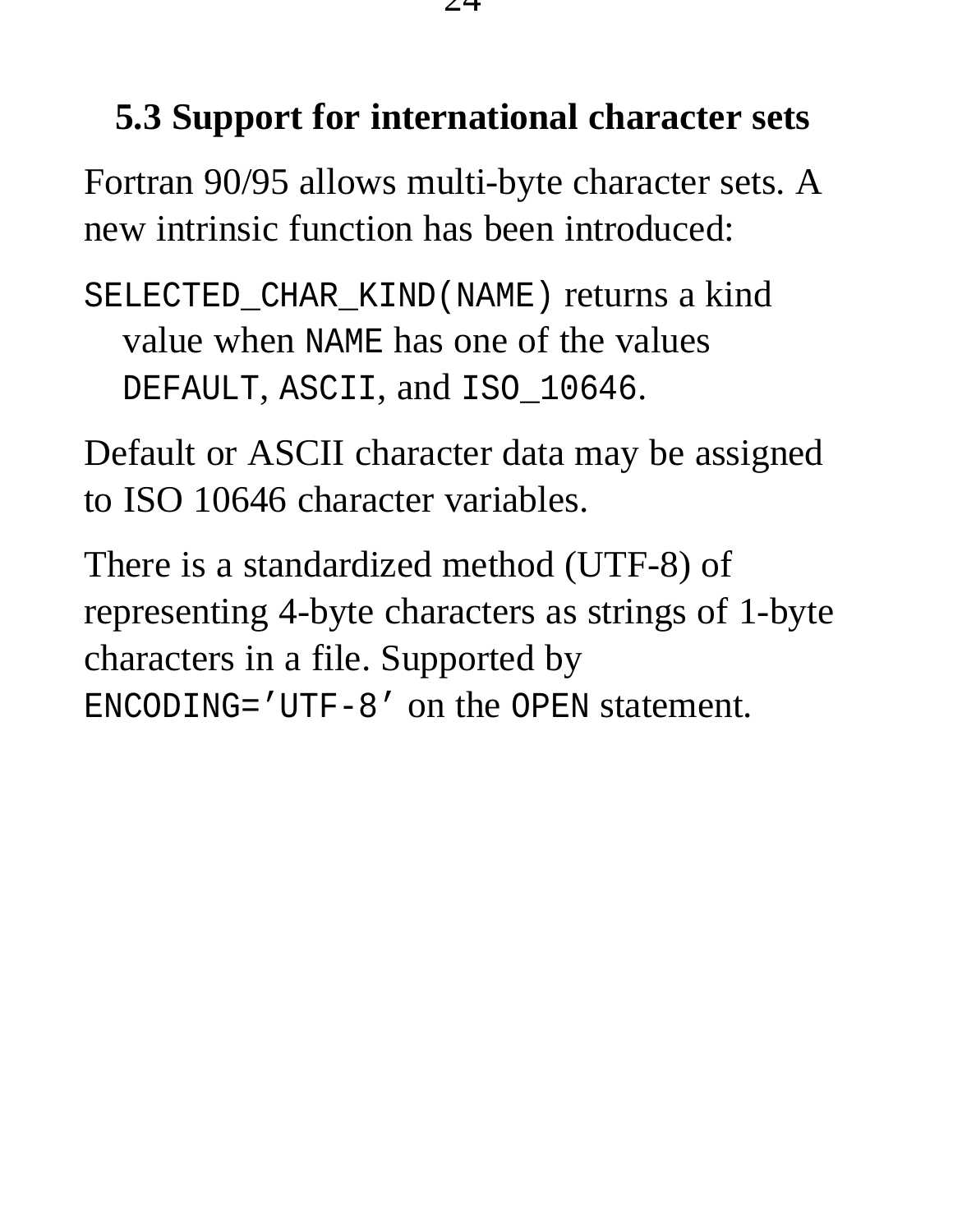## 5.3 Support for international character sets

Fortran 90/95 allows multi-byte character sets. A new intrinsic function has been introduced:

`SELECTED_CHAR_KIND(NAME)` returns a kind value when `NAME` has one of the values `DEFAULT`, `ASCII`, and `ISO_10646`.

Default or ASCII character data may be assigned to ISO 10646 character variables.

There is a standardized method (UTF-8) of representing 4-byte characters as strings of 1-byte characters in a file. Supported by `ENCODING='UTF-8'` on the `OPEN` statement.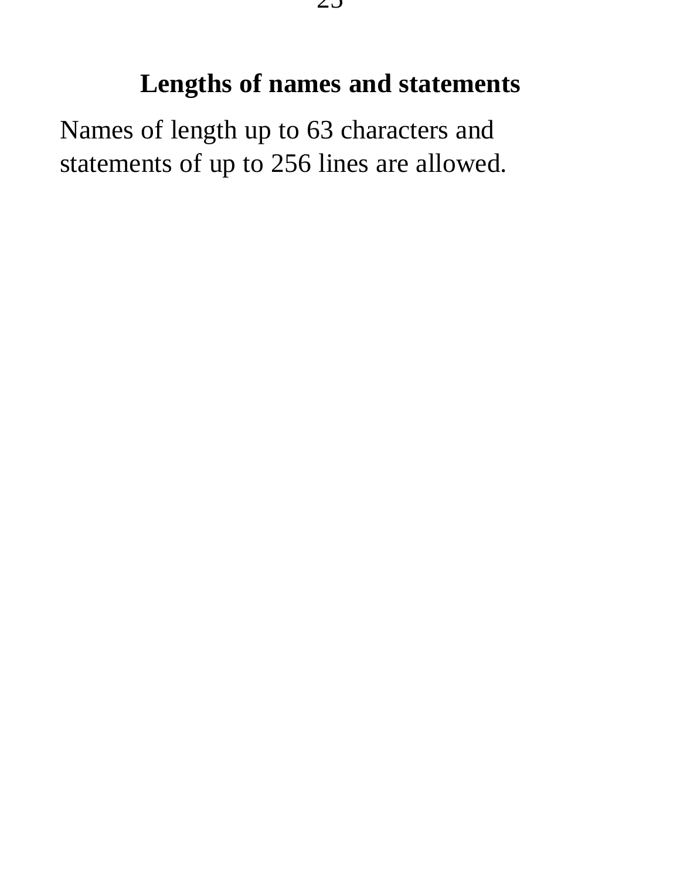## Lengths of names and statements

Names of length up to 63 characters and statements of up to 256 lines are allowed.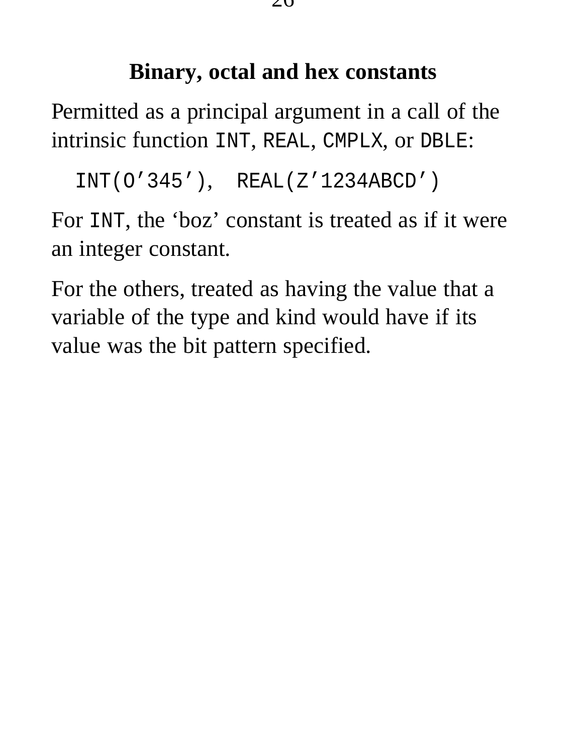## Binary, octal and hex constants

Permitted as a principal argument in a call of the intrinsic function `INT`, `REAL`, `CMPLX`, or `DBLE`:

```
INT(O'345'),  REAL(Z'1234ABCD')
```

For `INT`, the 'boz' constant is treated as if it were an integer constant.

For the others, treated as having the value that a variable of the type and kind would have if its value was the bit pattern specified.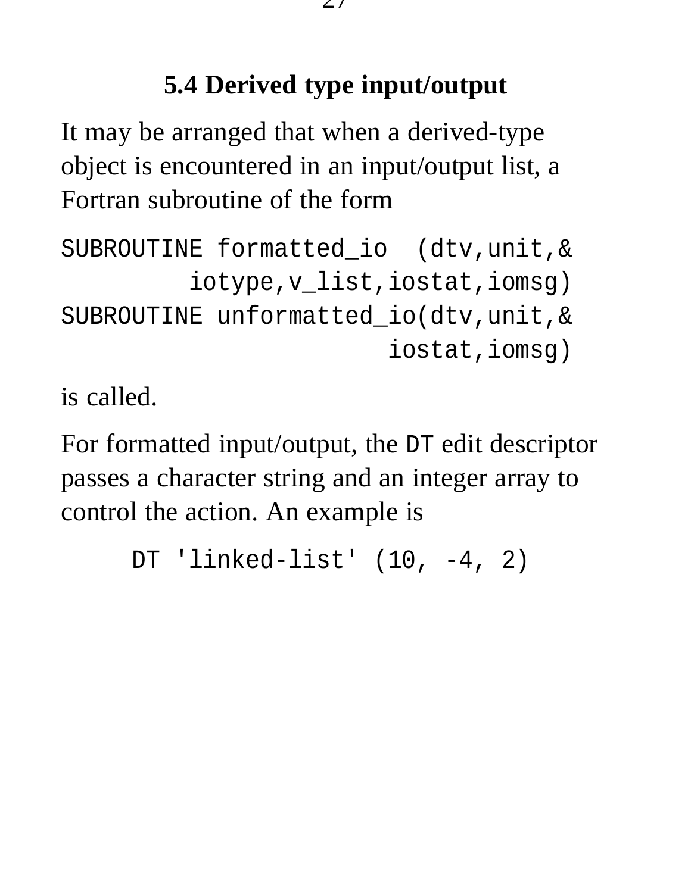## 5.4 Derived type input/output

It may be arranged that when a derived-type object is encountered in an input/output list, a Fortran subroutine of the form

```
SUBROUTINE formatted_io  (dtv,unit,&
         iotype,v_list,iostat,iomsg)
SUBROUTINE unformatted_io(dtv,unit,&
                       iostat,iomsg)
```

is called.

For formatted input/output, the `DT` edit descriptor passes a character string and an integer array to control the action. An example is

```
DT 'linked-list' (10, -4, 2)
```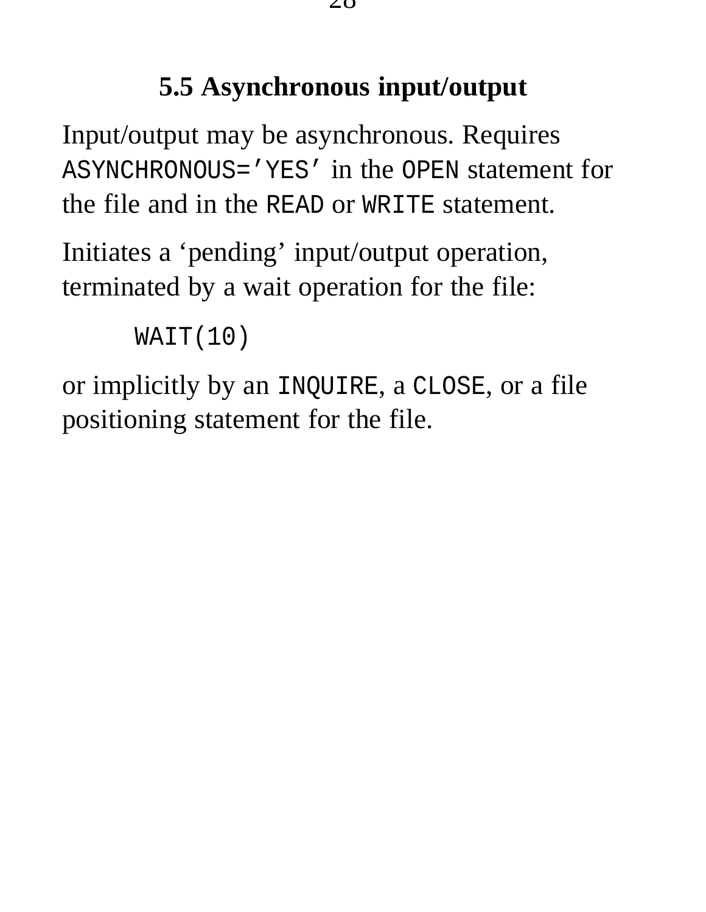## 5.5 Asynchronous input/output

Input/output may be asynchronous. Requires `ASYNCHRONOUS='YES'` in the `OPEN` statement for the file and in the `READ` or `WRITE` statement.

Initiates a ‘pending’ input/output operation, terminated by a wait operation for the file:

```
WAIT(10)
```

or implicitly by an `INQUIRE`, a `CLOSE`, or a file positioning statement for the file.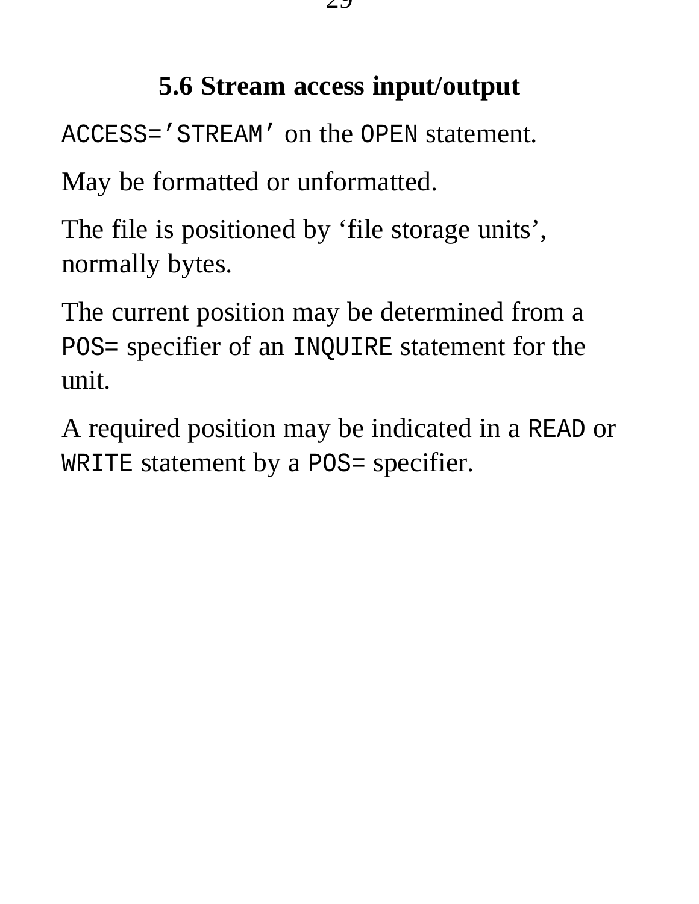## 5.6 Stream access input/output

`ACCESS='STREAM'` on the `OPEN` statement.

May be formatted or unformatted.

The file is positioned by ‘file storage units’, normally bytes.

The current position may be determined from a `POS=` specifier of an `INQUIRE` statement for the unit.

A required position may be indicated in a `READ` or `WRITE` statement by a `POS=` specifier.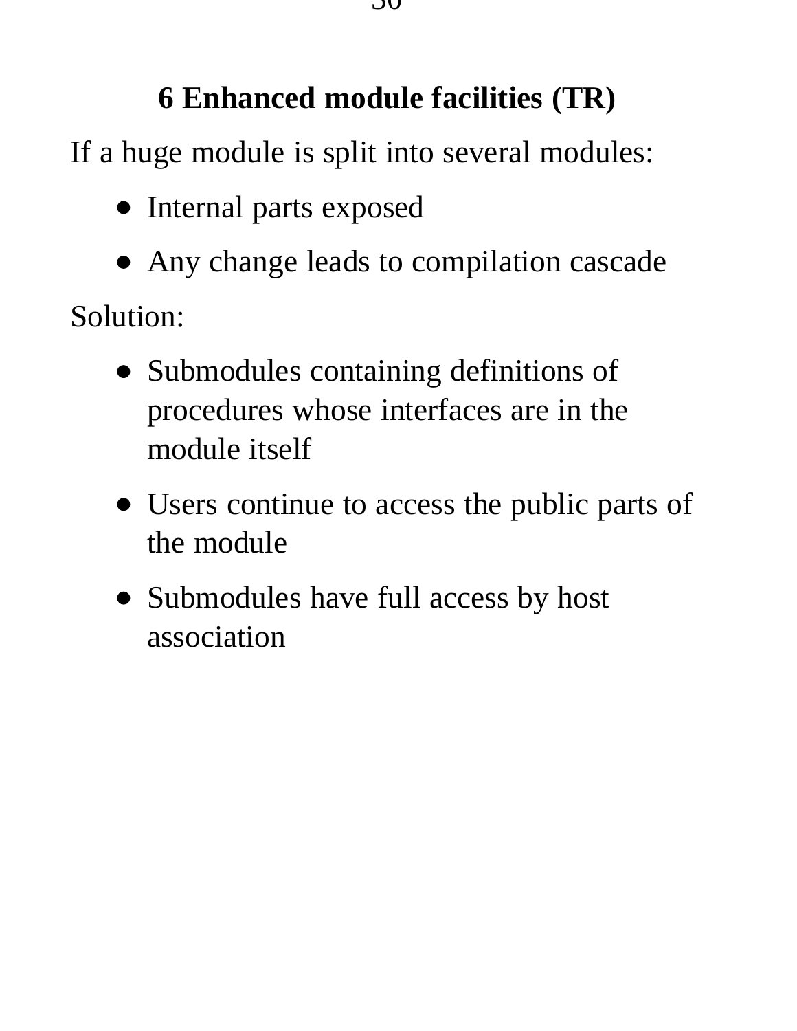## 6 Enhanced module facilities (TR)

If a huge module is split into several modules:

- Internal parts exposed
- Any change leads to compilation cascade

Solution:

- Submodules containing definitions of procedures whose interfaces are in the module itself
- Users continue to access the public parts of the module
- Submodules have full access by host association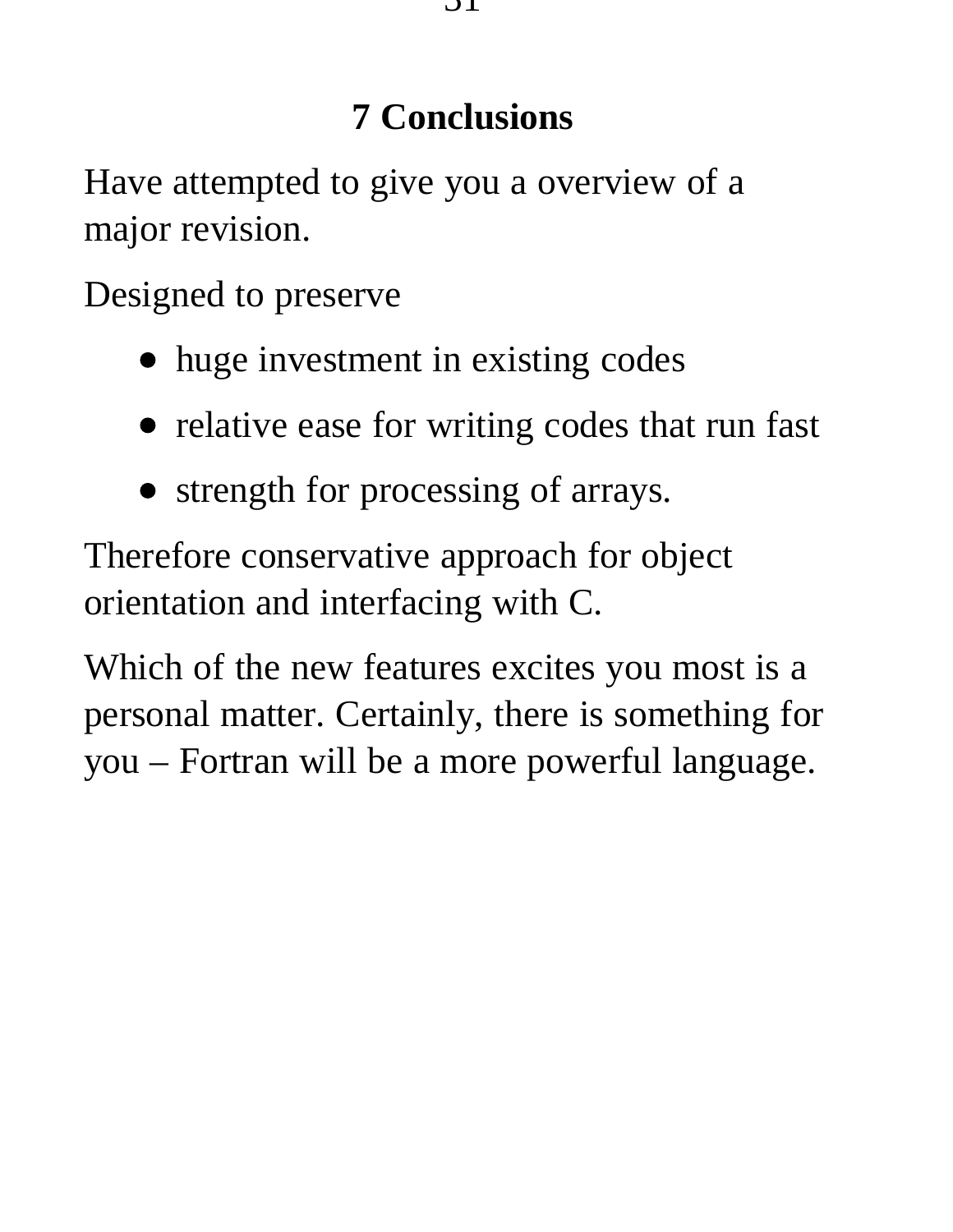## 7 Conclusions

Have attempted to give you a overview of a major revision.

Designed to preserve

- huge investment in existing codes
- relative ease for writing codes that run fast
- strength for processing of arrays.

Therefore conservative approach for object orientation and interfacing with C.

Which of the new features excites you most is a personal matter. Certainly, there is something for you – Fortran will be a more powerful language.